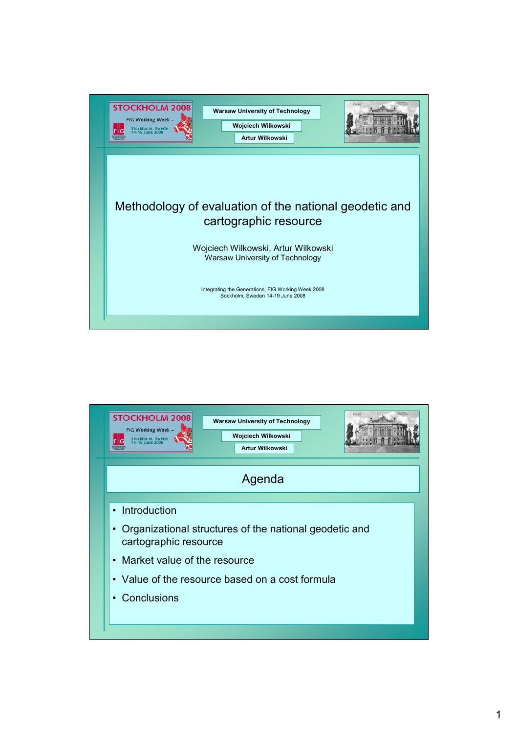Warsaw University of Technology

Wojciech Wilkowski

Artur Wilkowski

# Methodology of evaluation of the national geodetic and cartographic resource

Wojciech Wilkowski, Artur Wilkowski
Warsaw University of Technology

Integrating the Generations, FIG Working Week 2008
Sockholm, Sweden 14-19 June 2008

---

Warsaw University of Technology

Wojciech Wilkowski

Artur Wilkowski

## Agenda

- Introduction
- Organizational structures of the national geodetic and cartographic resource
- Market value of the resource
- Value of the resource based on a cost formula
- Conclusions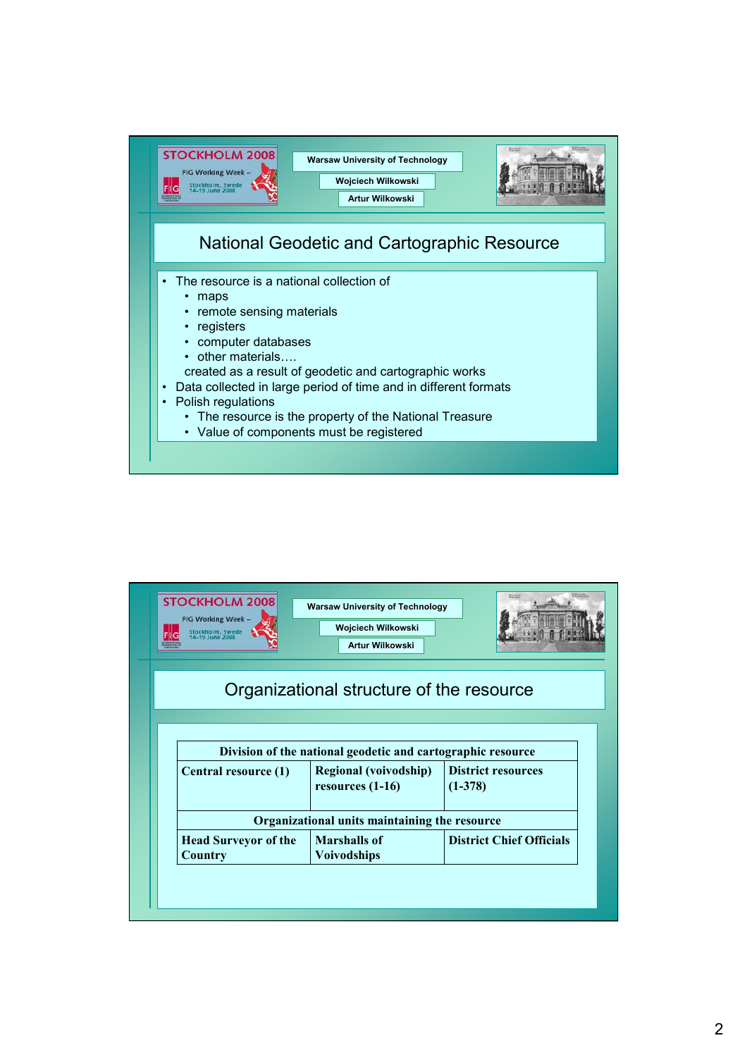STOCKHOLM 2008

FIG Working Week – Stockholm, Sweden 14-19 June 2008

Warsaw University of Technology

Wojciech Wilkowski

Artur Wilkowski

## National Geodetic and Cartographic Resource

- The resource is a national collection of
  - maps
  - remote sensing materials
  - registers
  - computer databases
  - other materials….

  created as a result of geodetic and cartographic works
- Data collected in large period of time and in different formats
- Polish regulations
  - The resource is the property of the National Treasure
  - Value of components must be registered

STOCKHOLM 2008

FIG Working Week – Stockholm, Sweden 14-19 June 2008

Warsaw University of Technology

Wojciech Wilkowski

Artur Wilkowski

## Organizational structure of the resource

| **Division of the national geodetic and cartographic resource** | | |
|---|---|---|
| **Central resource (1)** | **Regional (voivodship) resources (1-16)** | **District resources (1-378)** |
| **Organizational units maintaining the resource** | | |
| **Head Surveyor of the Country** | **Marshalls of Voivodships** | **District Chief Officials** |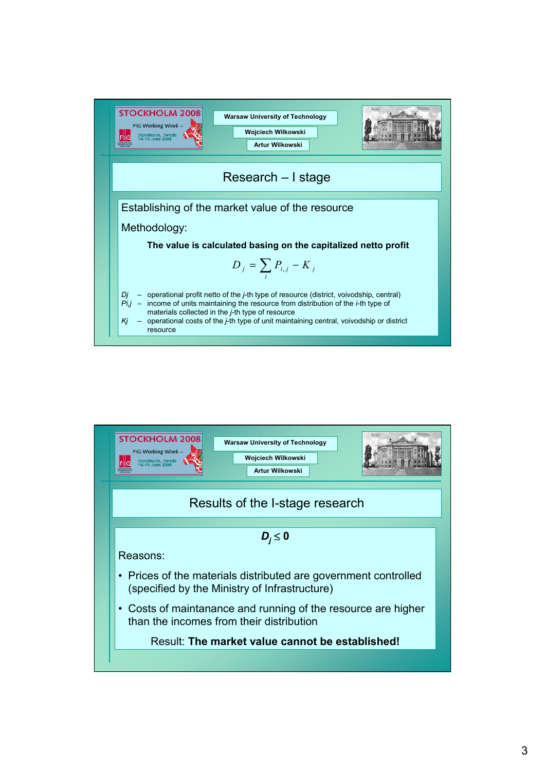STOCKHOLM 2008

FIG Working Week – Stockholm, Sweden 14–19 June 2008

Warsaw University of Technology

Wojciech Wilkowski

Artur Wilkowski

## Research – I stage

Establishing of the market value of the resource

Methodology:

**The value is calculated basing on the capitalized netto profit**

$$D_j = \sum_i P_{i,j} - K_j$$

*Dj* – operational profit netto of the *j*-th type of resource (district, voivodship, central)

*Pi,j* – income of units maintaining the resource from distribution of the *i*-th type of materials collected in the *j*-th type of resource

*Kj* – operational costs of the *j*-th type of unit maintaining central, voivodship or district resource

---

STOCKHOLM 2008

FIG Working Week – Stockholm, Sweden 14–19 June 2008

Warsaw University of Technology

Wojciech Wilkowski

Artur Wilkowski

## Results of the I-stage research

$$\boldsymbol{D_j \leq 0}$$

Reasons:

- Prices of the materials distributed are government controlled (specified by the Ministry of Infrastructure)
- Costs of maintanance and running of the resource are higher than the incomes from their distribution

Result: **The market value cannot be established!**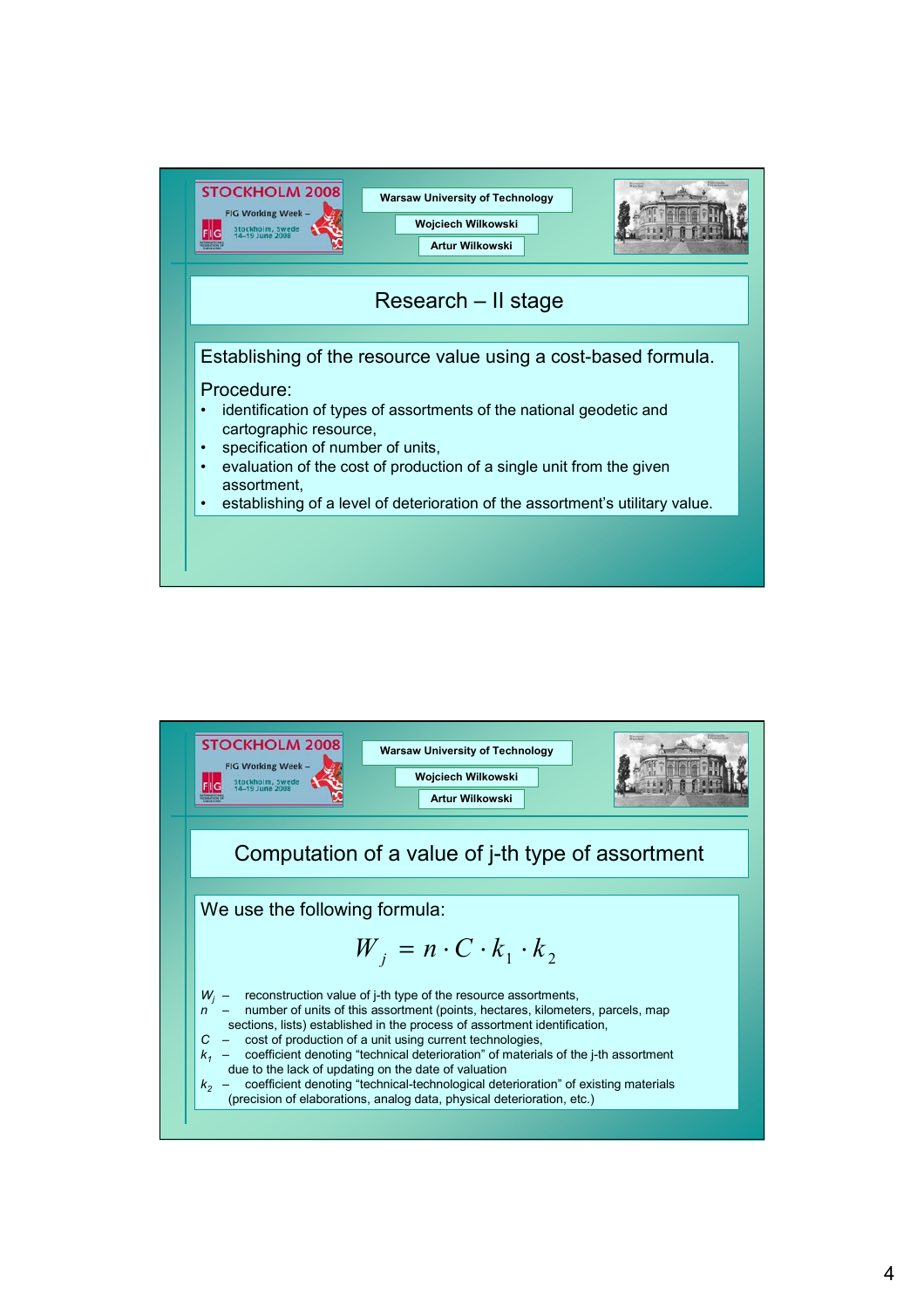## Research – II stage

Establishing of the resource value using a cost-based formula.

Procedure:

- identification of types of assortments of the national geodetic and cartographic resource,
- specification of number of units,
- evaluation of the cost of production of a single unit from the given assortment,
- establishing of a level of deterioration of the assortment's utilitary value.

## Computation of a value of j-th type of assortment

We use the following formula:

$$W_j = n \cdot C \cdot k_1 \cdot k_2$$

$W_j$ – reconstruction value of j-th type of the resource assortments,
$n$ – number of units of this assortment (points, hectares, kilometers, parcels, map sections, lists) established in the process of assortment identification,
$C$ – cost of production of a unit using current technologies,
$k_1$ – coefficient denoting "technical deterioration" of materials of the j-th assortment due to the lack of updating on the date of valuation
$k_2$ – coefficient denoting "technical-technological deterioration" of existing materials (precision of elaborations, analog data, physical deterioration, etc.)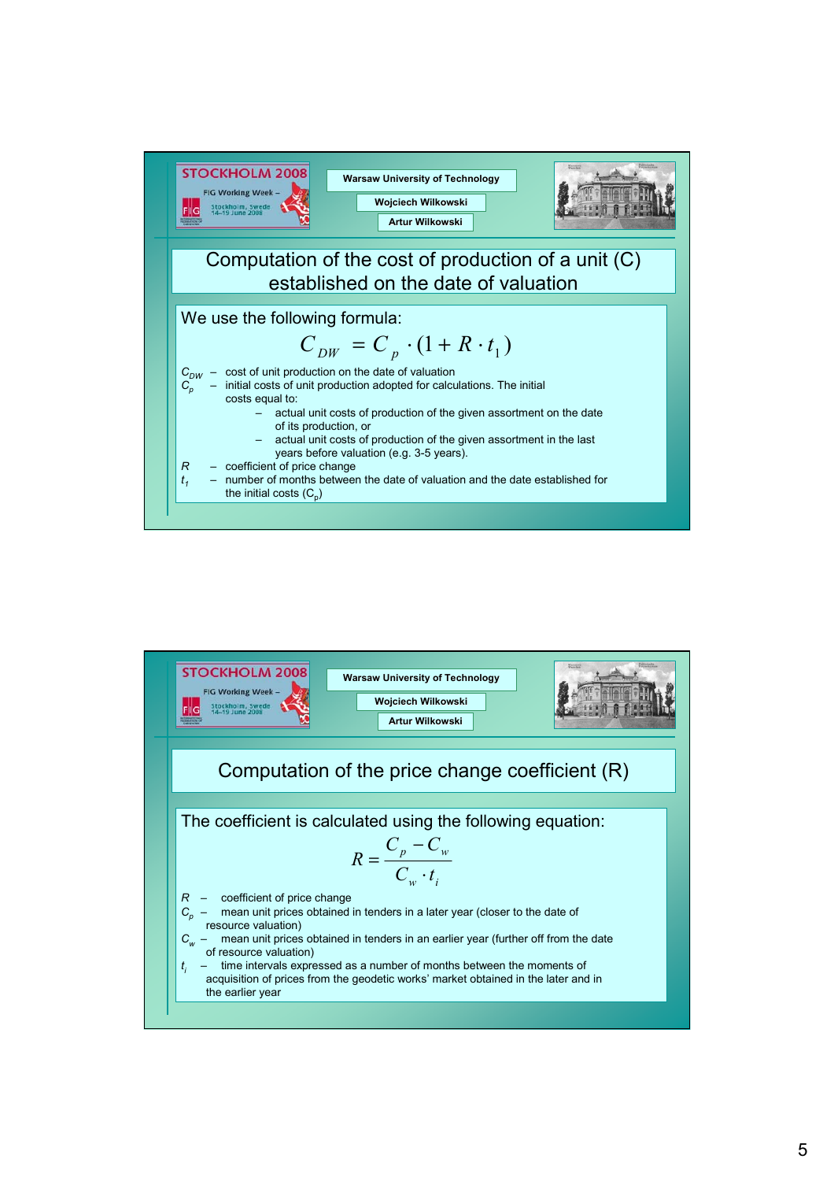## Computation of the cost of production of a unit (C) established on the date of valuation

We use the following formula:

$$C_{DW} = C_p \cdot (1 + R \cdot t_1)$$

- $C_{DW}$ – cost of unit production on the date of valuation
- $C_p$ – initial costs of unit production adopted for calculations. The initial costs equal to:
  - actual unit costs of production of the given assortment on the date of its production, or
  - actual unit costs of production of the given assortment in the last years before valuation (e.g. 3-5 years).
- $R$ – coefficient of price change
- $t_1$ – number of months between the date of valuation and the date established for the initial costs ($C_p$)

## Computation of the price change coefficient (R)

The coefficient is calculated using the following equation:

$$R = \frac{C_p - C_w}{C_w \cdot t_i}$$

- $R$ – coefficient of price change
- $C_p$ – mean unit prices obtained in tenders in a later year (closer to the date of resource valuation)
- $C_w$ – mean unit prices obtained in tenders in an earlier year (further off from the date of resource valuation)
- $t_i$ – time intervals expressed as a number of months between the moments of acquisition of prices from the geodetic works' market obtained in the later and in the earlier year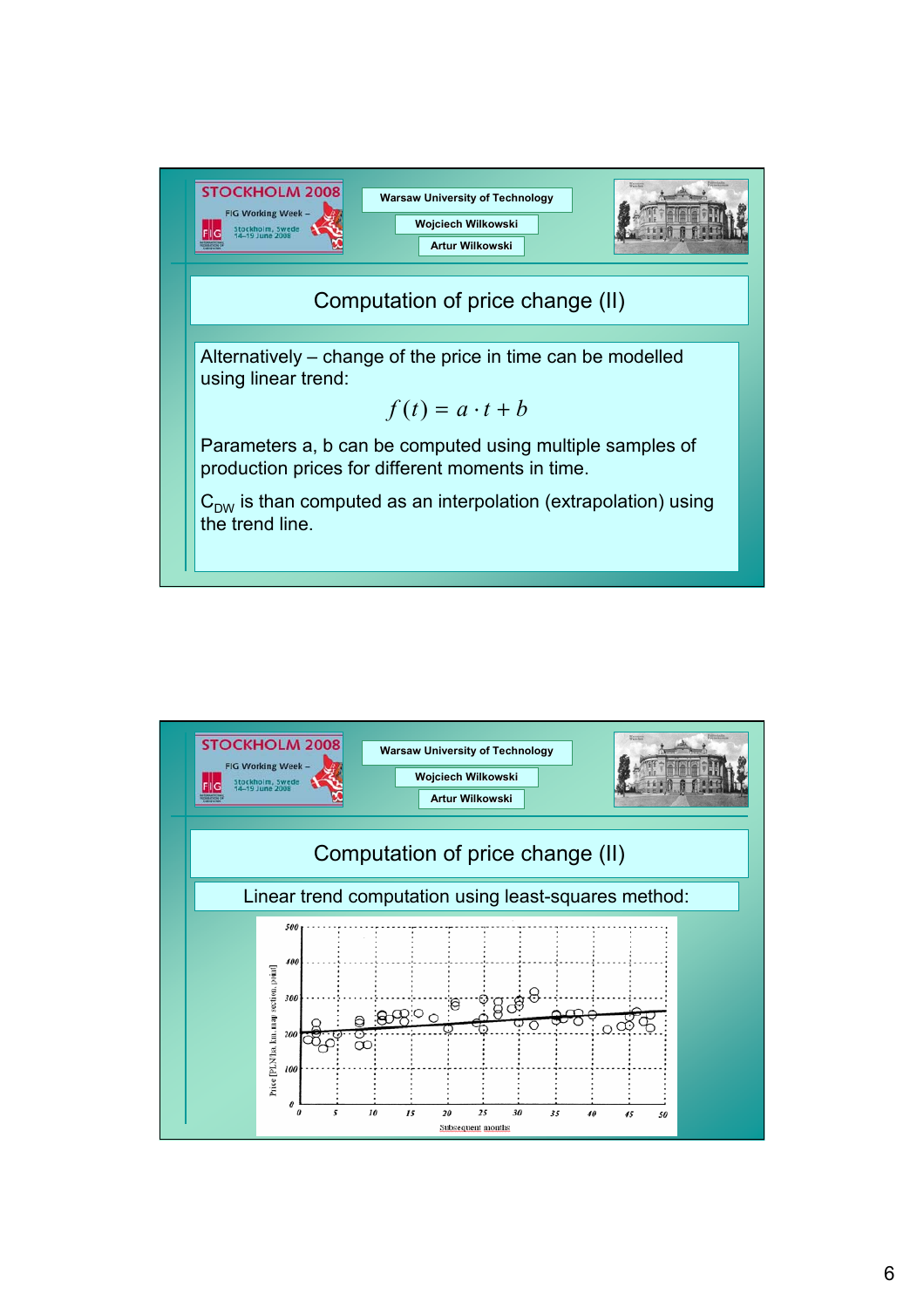STOCKHOLM 2008

FIG Working Week – Stockholm, Sweden 14–19 June 2008

Warsaw University of Technology

Wojciech Wilkowski

Artur Wilkowski

## Computation of price change (II)

Alternatively – change of the price in time can be modelled using linear trend:

$$f(t) = a \cdot t + b$$

Parameters a, b can be computed using multiple samples of production prices for different moments in time.

$C_{DW}$ is than computed as an interpolation (extrapolation) using the trend line.

STOCKHOLM 2008

FIG Working Week – Stockholm, Sweden 14–19 June 2008

Warsaw University of Technology

Wojciech Wilkowski

Artur Wilkowski

## Computation of price change (II)

Linear trend computation using least-squares method: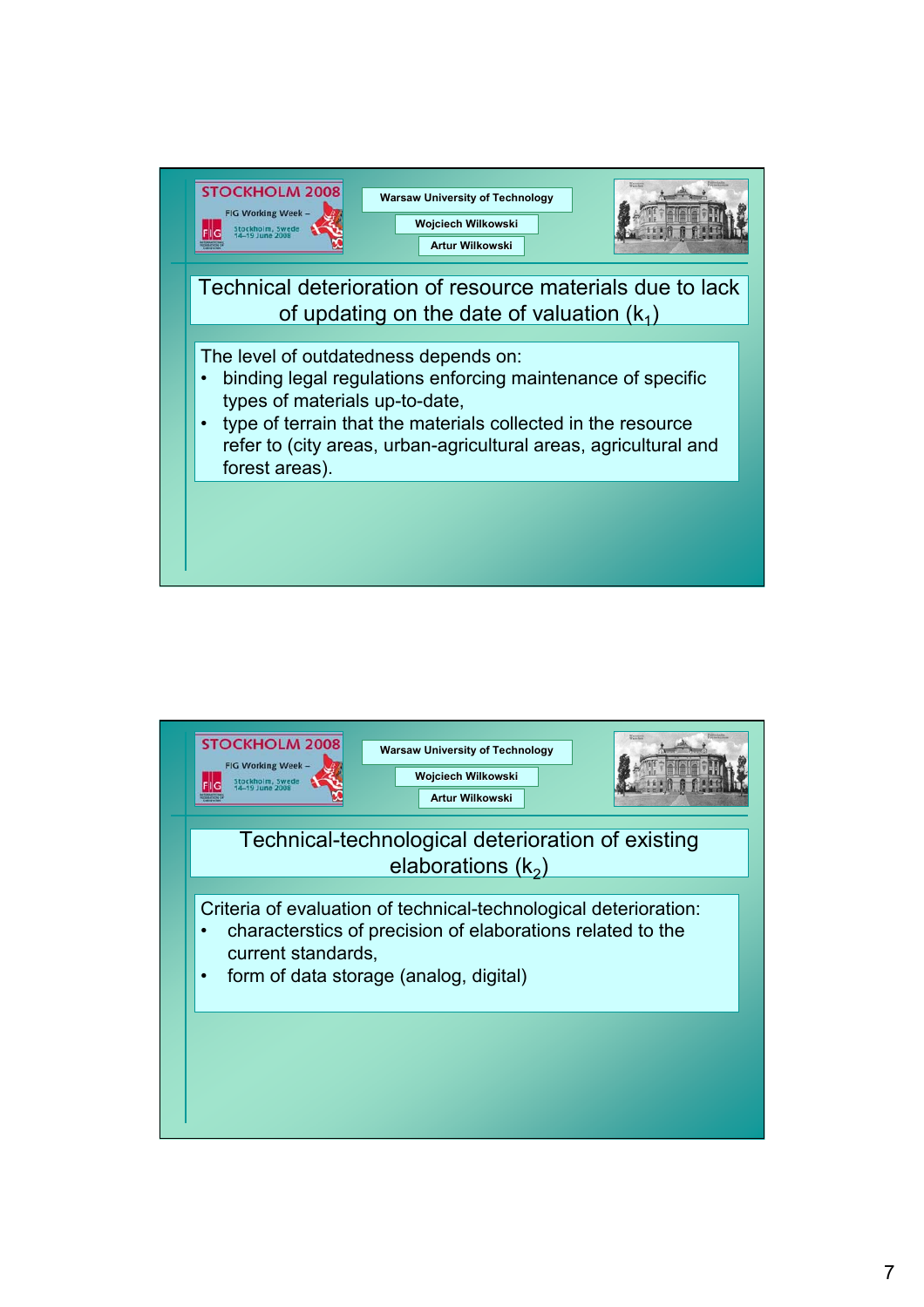## Technical deterioration of resource materials due to lack of updating on the date of valuation ($k_1$)

The level of outdatedness depends on:

- binding legal regulations enforcing maintenance of specific types of materials up-to-date,
- type of terrain that the materials collected in the resource refer to (city areas, urban-agricultural areas, agricultural and forest areas).

## Technical-technological deterioration of existing elaborations ($k_2$)

Criteria of evaluation of technical-technological deterioration:

- characterstics of precision of elaborations related to the current standards,
- form of data storage (analog, digital)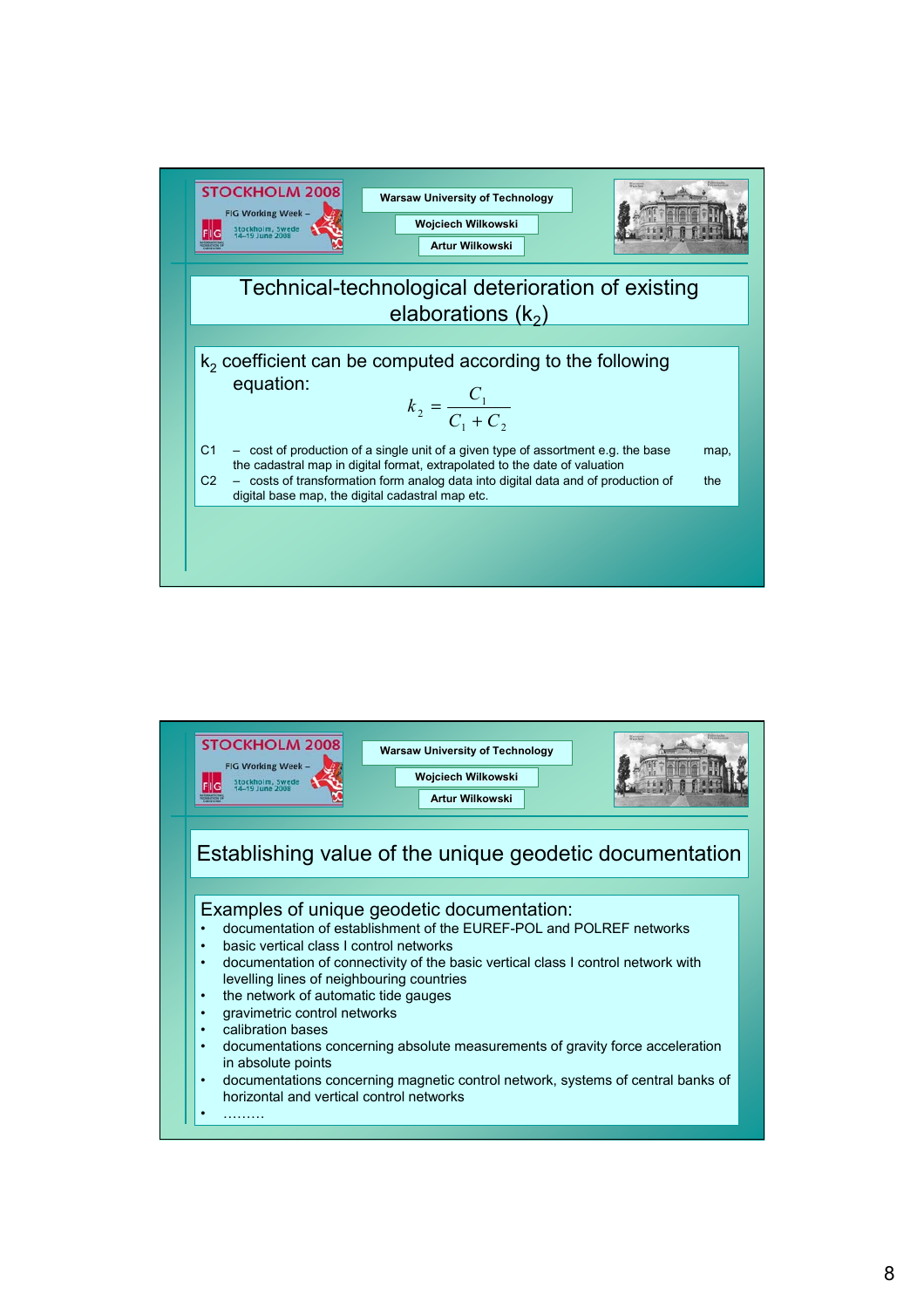## Technical-technological deterioration of existing elaborations ($k_2$)

$k_2$ coefficient can be computed according to the following equation:

$$k_2 = \frac{C_1}{C_1 + C_2}$$

C1 – cost of production of a single unit of a given type of assortment e.g. the base map, the cadastral map in digital format, extrapolated to the date of valuation

C2 – costs of transformation form analog data into digital data and of production of the digital base map, the digital cadastral map etc.

## Establishing value of the unique geodetic documentation

Examples of unique geodetic documentation:

- documentation of establishment of the EUREF-POL and POLREF networks
- basic vertical class I control networks
- documentation of connectivity of the basic vertical class I control network with levelling lines of neighbouring countries
- the network of automatic tide gauges
- gravimetric control networks
- calibration bases
- documentations concerning absolute measurements of gravity force acceleration in absolute points
- documentations concerning magnetic control network, systems of central banks of horizontal and vertical control networks
- ………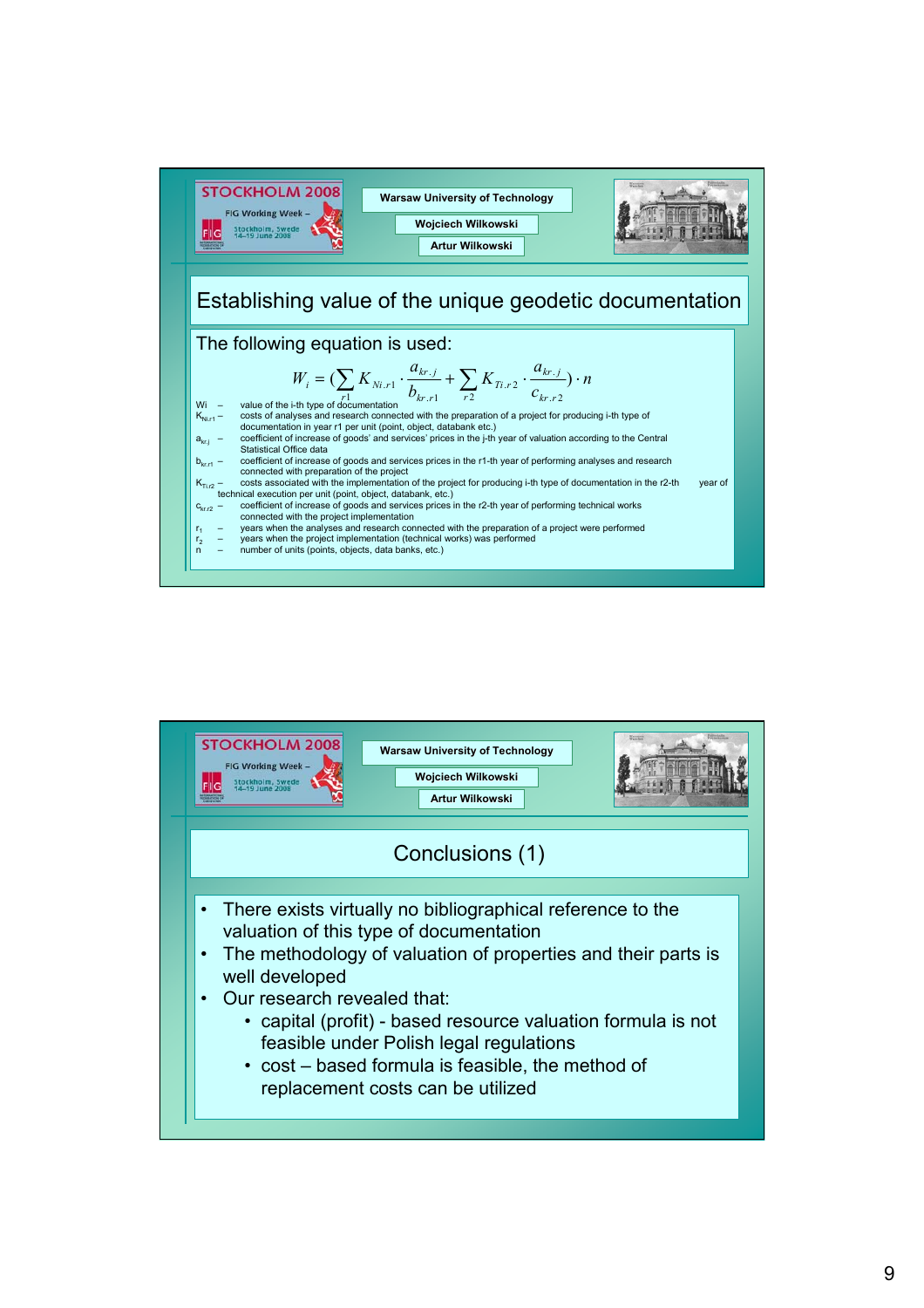STOCKHOLM 2008

FIG Working Week – Stockholm, Sweden 14–19 June 2008

**Warsaw University of Technology**

**Wojciech Wilkowski**

**Artur Wilkowski**

## Establishing value of the unique geodetic documentation

The following equation is used:

$$W_i = (\sum_{r1} K_{Ni.r1} \cdot \frac{a_{kr.j}}{b_{kr.r1}} + \sum_{r2} K_{Ti.r2} \cdot \frac{a_{kr.j}}{c_{kr.r2}}) \cdot n$$

- $W_i$ – value of the i-th type of documentation
- $K_{Ni.r1}$ – costs of analyses and research connected with the preparation of a project for producing i-th type of documentation in year r1 per unit (point, object, databank etc.)
- $a_{kr.j}$ – coefficient of increase of goods' and services' prices in the j-th year of valuation according to the Central Statistical Office data
- $b_{kr.r1}$ – coefficient of increase of goods and services prices in the r1-th year of performing analyses and research connected with preparation of the project
- $K_{Ti.r2}$ – costs associated with the implementation of the project for producing i-th type of documentation in the r2-th year of technical execution per unit (point, object, databank, etc.)
- $c_{kr.r2}$ – coefficient of increase of goods and services prices in the r2-th year of performing technical works connected with the project implementation
- $r_1$ – years when the analyses and research connected with the preparation of a project were performed
- $r_2$ – years when the project implementation (technical works) was performed
- n – number of units (points, objects, data banks, etc.)

STOCKHOLM 2008

FIG Working Week – Stockholm, Sweden 14–19 June 2008

**Warsaw University of Technology**

**Wojciech Wilkowski**

**Artur Wilkowski**

## Conclusions (1)

- There exists virtually no bibliographical reference to the valuation of this type of documentation
- The methodology of valuation of properties and their parts is well developed
- Our research revealed that:
  - capital (profit) - based resource valuation formula is not feasible under Polish legal regulations
  - cost – based formula is feasible, the method of replacement costs can be utilized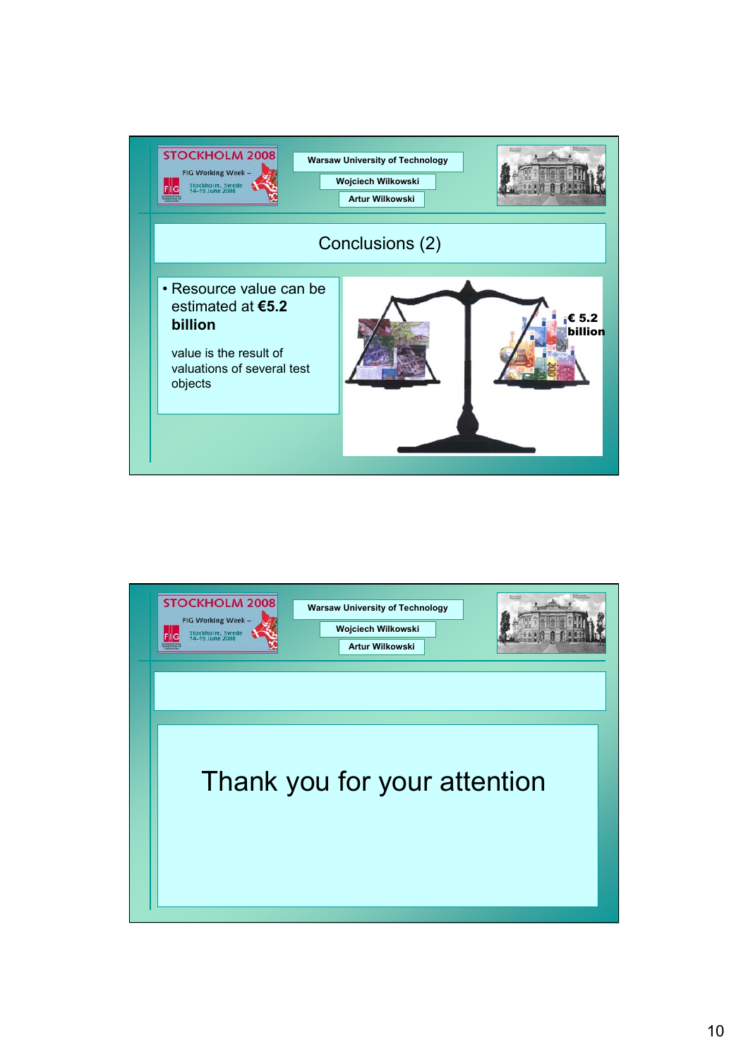STOCKHOLM 2008

FIG Working Week – Stockholm, Sweden 14–19 June 2008

Warsaw University of Technology

Wojciech Wilkowski

Artur Wilkowski

## Conclusions (2)

- Resource value can be estimated at **€5.2 billion**

  value is the result of valuations of several test objects

€ 5.2 billion

STOCKHOLM 2008

FIG Working Week – Stockholm, Sweden 14–19 June 2008

Warsaw University of Technology

Wojciech Wilkowski

Artur Wilkowski

Thank you for your attention